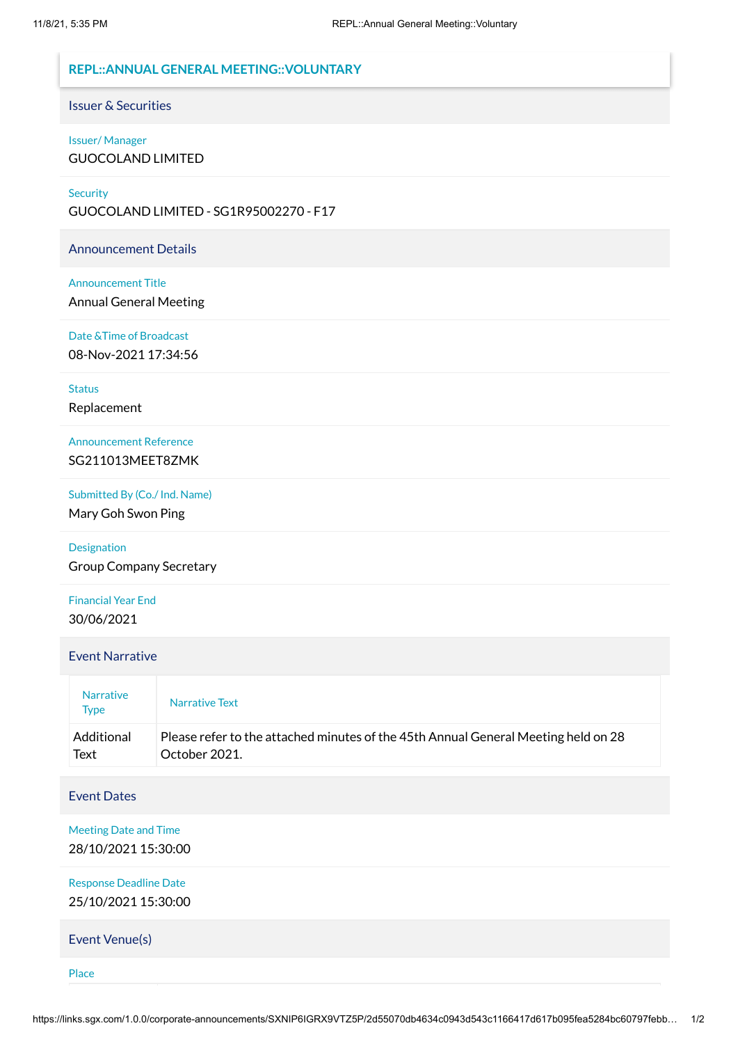## REPL::ANNUAL GENERAL MEETING::VOLUNTARY

### Issuer & Securities

**Issuer/ Manager**
GUOCOLAND LIMITED

**Security**
GUOCOLAND LIMITED - SG1R95002270 - F17

### Announcement Details

**Announcement Title**
Annual General Meeting

**Date &Time of Broadcast**
08-Nov-2021 17:34:56

**Status**
Replacement

**Announcement Reference**
SG211013MEET8ZMK

**Submitted By (Co./ Ind. Name)**
Mary Goh Swon Ping

**Designation**
Group Company Secretary

**Financial Year End**
30/06/2021

### Event Narrative

| Narrative Type | Narrative Text |
| --- | --- |
| Additional Text | Please refer to the attached minutes of the 45th Annual General Meeting held on 28 October 2021. |

### Event Dates

**Meeting Date and Time**
28/10/2021 15:30:00

**Response Deadline Date**
25/10/2021 15:30:00

### Event Venue(s)

**Place**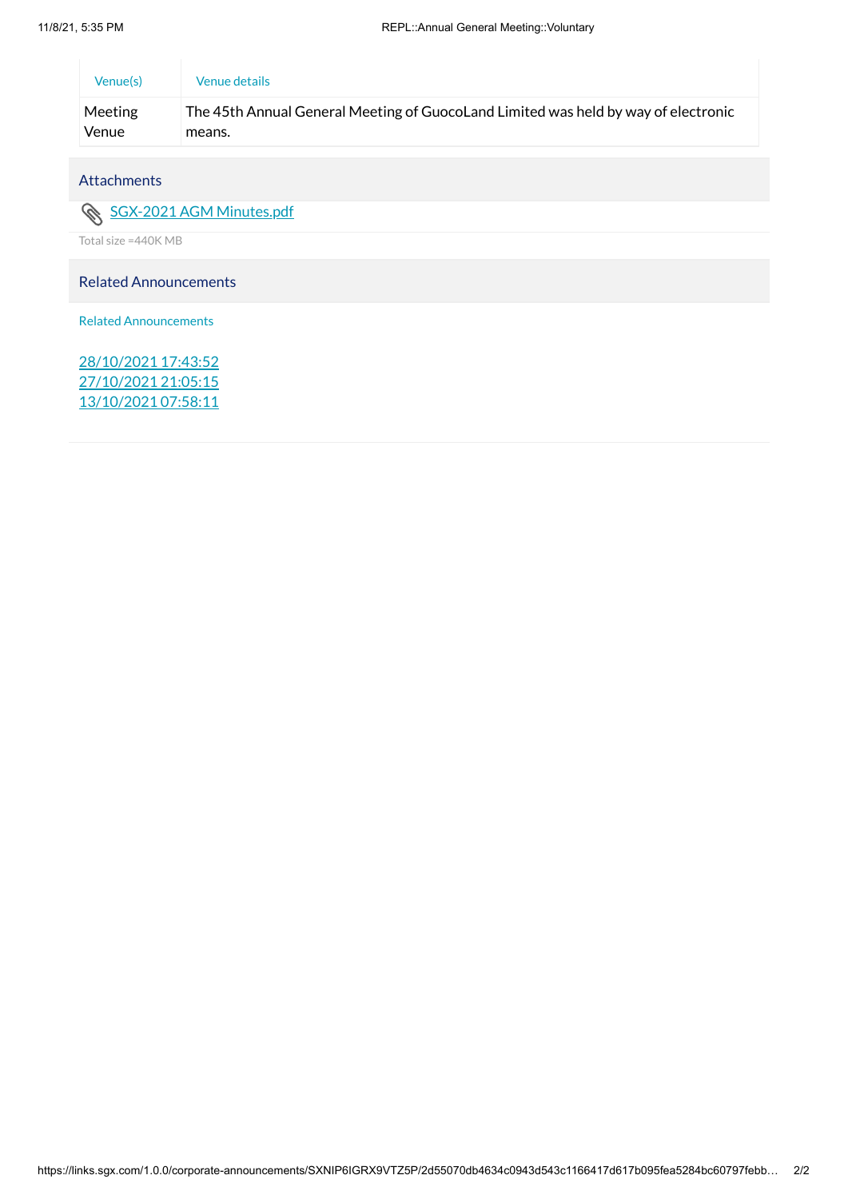| Venue(s) | Venue details |
| --- | --- |
| Meeting Venue | The 45th Annual General Meeting of GuocoLand Limited was held by way of electronic means. |

## Attachments

SGX-2021 AGM Minutes.pdf

Total size =440K MB

## Related Announcements

Related Announcements

28/10/2021 17:43:52
27/10/2021 21:05:15
13/10/2021 07:58:11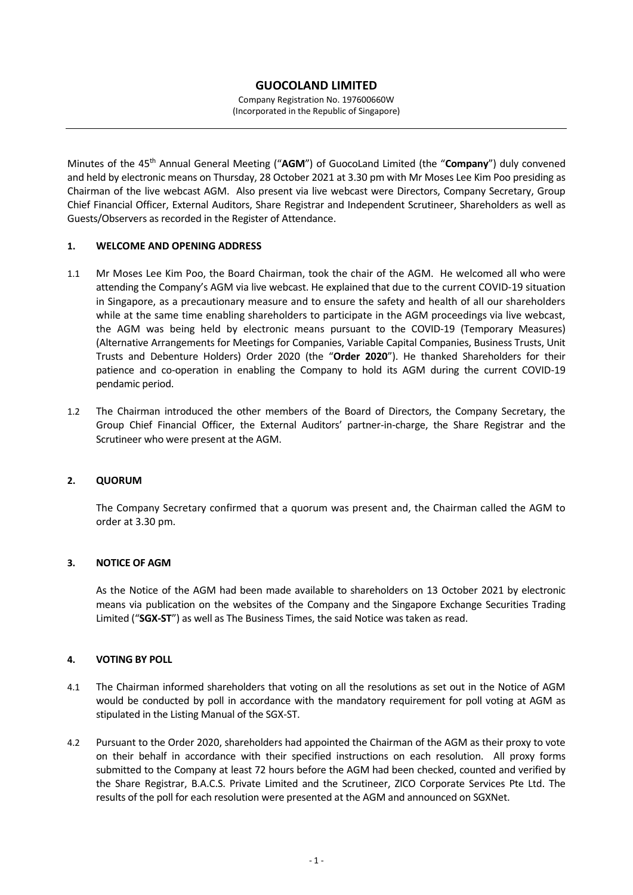# GUOCOLAND LIMITED

Company Registration No. 197600660W
(Incorporated in the Republic of Singapore)

---

Minutes of the 45th Annual General Meeting ("**AGM**") of GuocoLand Limited (the "**Company**") duly convened and held by electronic means on Thursday, 28 October 2021 at 3.30 pm with Mr Moses Lee Kim Poo presiding as Chairman of the live webcast AGM. Also present via live webcast were Directors, Company Secretary, Group Chief Financial Officer, External Auditors, Share Registrar and Independent Scrutineer, Shareholders as well as Guests/Observers as recorded in the Register of Attendance.

## 1. WELCOME AND OPENING ADDRESS

1.1 Mr Moses Lee Kim Poo, the Board Chairman, took the chair of the AGM. He welcomed all who were attending the Company's AGM via live webcast. He explained that due to the current COVID-19 situation in Singapore, as a precautionary measure and to ensure the safety and health of all our shareholders while at the same time enabling shareholders to participate in the AGM proceedings via live webcast, the AGM was being held by electronic means pursuant to the COVID-19 (Temporary Measures) (Alternative Arrangements for Meetings for Companies, Variable Capital Companies, Business Trusts, Unit Trusts and Debenture Holders) Order 2020 (the "**Order 2020**"). He thanked Shareholders for their patience and co-operation in enabling the Company to hold its AGM during the current COVID-19 pendamic period.

1.2 The Chairman introduced the other members of the Board of Directors, the Company Secretary, the Group Chief Financial Officer, the External Auditors' partner-in-charge, the Share Registrar and the Scrutineer who were present at the AGM.

## 2. QUORUM

The Company Secretary confirmed that a quorum was present and, the Chairman called the AGM to order at 3.30 pm.

## 3. NOTICE OF AGM

As the Notice of the AGM had been made available to shareholders on 13 October 2021 by electronic means via publication on the websites of the Company and the Singapore Exchange Securities Trading Limited ("**SGX-ST**") as well as The Business Times, the said Notice was taken as read.

## 4. VOTING BY POLL

4.1 The Chairman informed shareholders that voting on all the resolutions as set out in the Notice of AGM would be conducted by poll in accordance with the mandatory requirement for poll voting at AGM as stipulated in the Listing Manual of the SGX-ST.

4.2 Pursuant to the Order 2020, shareholders had appointed the Chairman of the AGM as their proxy to vote on their behalf in accordance with their specified instructions on each resolution. All proxy forms submitted to the Company at least 72 hours before the AGM had been checked, counted and verified by the Share Registrar, B.A.C.S. Private Limited and the Scrutineer, ZICO Corporate Services Pte Ltd. The results of the poll for each resolution were presented at the AGM and announced on SGXNet.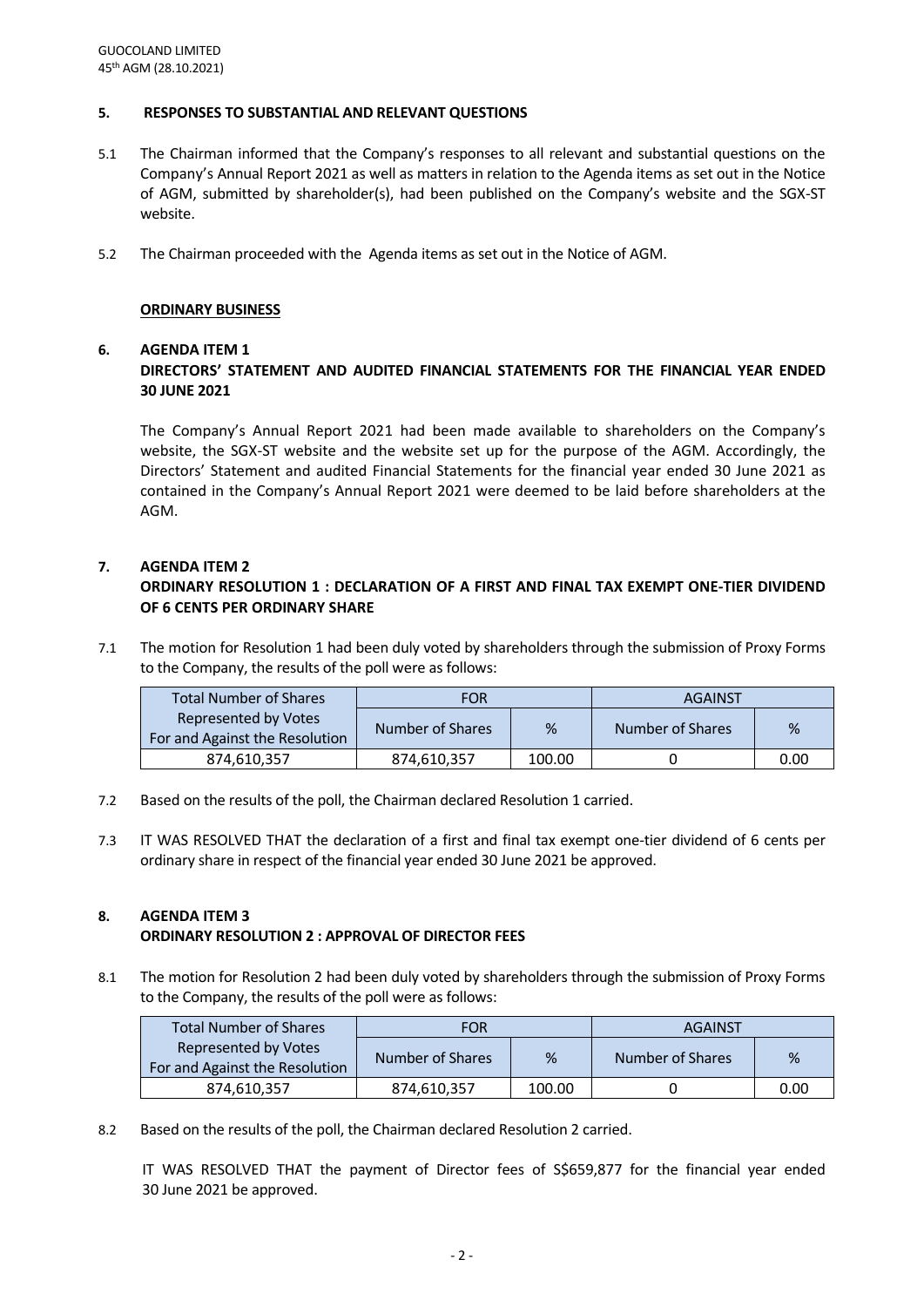**5. RESPONSES TO SUBSTANTIAL AND RELEVANT QUESTIONS**

5.1 The Chairman informed that the Company's responses to all relevant and substantial questions on the Company's Annual Report 2021 as well as matters in relation to the Agenda items as set out in the Notice of AGM, submitted by shareholder(s), had been published on the Company's website and the SGX-ST website.

5.2 The Chairman proceeded with the Agenda items as set out in the Notice of AGM.

**ORDINARY BUSINESS**

**6. AGENDA ITEM 1**
**DIRECTORS' STATEMENT AND AUDITED FINANCIAL STATEMENTS FOR THE FINANCIAL YEAR ENDED 30 JUNE 2021**

The Company's Annual Report 2021 had been made available to shareholders on the Company's website, the SGX-ST website and the website set up for the purpose of the AGM. Accordingly, the Directors' Statement and audited Financial Statements for the financial year ended 30 June 2021 as contained in the Company's Annual Report 2021 were deemed to be laid before shareholders at the AGM.

**7. AGENDA ITEM 2**
**ORDINARY RESOLUTION 1 : DECLARATION OF A FIRST AND FINAL TAX EXEMPT ONE-TIER DIVIDEND OF 6 CENTS PER ORDINARY SHARE**

7.1 The motion for Resolution 1 had been duly voted by shareholders through the submission of Proxy Forms to the Company, the results of the poll were as follows:

| Total Number of Shares Represented by Votes For and Against the Resolution | FOR | | AGAINST | |
|---|---|---|---|---|
| | Number of Shares | % | Number of Shares | % |
| 874,610,357 | 874,610,357 | 100.00 | 0 | 0.00 |

7.2 Based on the results of the poll, the Chairman declared Resolution 1 carried.

7.3 IT WAS RESOLVED THAT the declaration of a first and final tax exempt one-tier dividend of 6 cents per ordinary share in respect of the financial year ended 30 June 2021 be approved.

**8. AGENDA ITEM 3**
**ORDINARY RESOLUTION 2 : APPROVAL OF DIRECTOR FEES**

8.1 The motion for Resolution 2 had been duly voted by shareholders through the submission of Proxy Forms to the Company, the results of the poll were as follows:

| Total Number of Shares Represented by Votes For and Against the Resolution | FOR | | AGAINST | |
|---|---|---|---|---|
| | Number of Shares | % | Number of Shares | % |
| 874,610,357 | 874,610,357 | 100.00 | 0 | 0.00 |

8.2 Based on the results of the poll, the Chairman declared Resolution 2 carried.

IT WAS RESOLVED THAT the payment of Director fees of S$659,877 for the financial year ended 30 June 2021 be approved.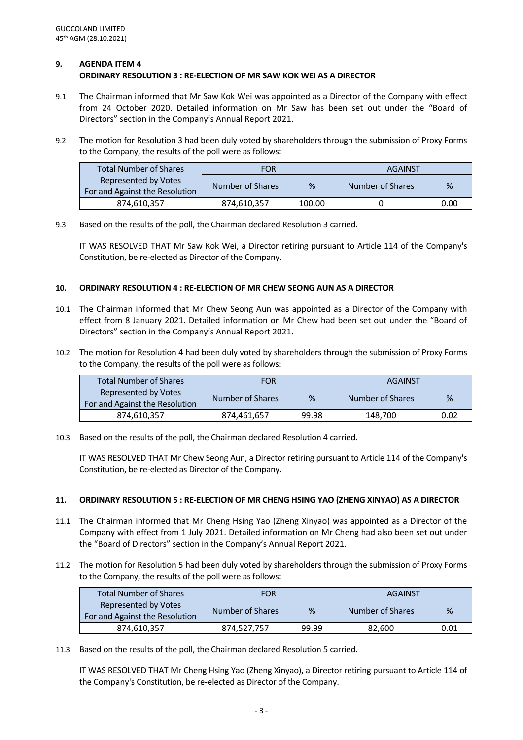**9. AGENDA ITEM 4**
**ORDINARY RESOLUTION 3 : RE-ELECTION OF MR SAW KOK WEI AS A DIRECTOR**

9.1 The Chairman informed that Mr Saw Kok Wei was appointed as a Director of the Company with effect from 24 October 2020. Detailed information on Mr Saw has been set out under the "Board of Directors" section in the Company's Annual Report 2021.

9.2 The motion for Resolution 3 had been duly voted by shareholders through the submission of Proxy Forms to the Company, the results of the poll were as follows:

| Total Number of Shares Represented by Votes For and Against the Resolution | FOR | | AGAINST | |
|---|---|---|---|---|
| | Number of Shares | % | Number of Shares | % |
| 874,610,357 | 874,610,357 | 100.00 | 0 | 0.00 |

9.3 Based on the results of the poll, the Chairman declared Resolution 3 carried.

IT WAS RESOLVED THAT Mr Saw Kok Wei, a Director retiring pursuant to Article 114 of the Company's Constitution, be re-elected as Director of the Company.

**10. ORDINARY RESOLUTION 4 : RE-ELECTION OF MR CHEW SEONG AUN AS A DIRECTOR**

10.1 The Chairman informed that Mr Chew Seong Aun was appointed as a Director of the Company with effect from 8 January 2021. Detailed information on Mr Chew had been set out under the "Board of Directors" section in the Company's Annual Report 2021.

10.2 The motion for Resolution 4 had been duly voted by shareholders through the submission of Proxy Forms to the Company, the results of the poll were as follows:

| Total Number of Shares Represented by Votes For and Against the Resolution | FOR | | AGAINST | |
|---|---|---|---|---|
| | Number of Shares | % | Number of Shares | % |
| 874,610,357 | 874,461,657 | 99.98 | 148,700 | 0.02 |

10.3 Based on the results of the poll, the Chairman declared Resolution 4 carried.

IT WAS RESOLVED THAT Mr Chew Seong Aun, a Director retiring pursuant to Article 114 of the Company's Constitution, be re-elected as Director of the Company.

**11. ORDINARY RESOLUTION 5 : RE-ELECTION OF MR CHENG HSING YAO (ZHENG XINYAO) AS A DIRECTOR**

11.1 The Chairman informed that Mr Cheng Hsing Yao (Zheng Xinyao) was appointed as a Director of the Company with effect from 1 July 2021. Detailed information on Mr Cheng had also been set out under the "Board of Directors" section in the Company's Annual Report 2021.

11.2 The motion for Resolution 5 had been duly voted by shareholders through the submission of Proxy Forms to the Company, the results of the poll were as follows:

| Total Number of Shares Represented by Votes For and Against the Resolution | FOR | | AGAINST | |
|---|---|---|---|---|
| | Number of Shares | % | Number of Shares | % |
| 874,610,357 | 874,527,757 | 99.99 | 82,600 | 0.01 |

11.3 Based on the results of the poll, the Chairman declared Resolution 5 carried.

IT WAS RESOLVED THAT Mr Cheng Hsing Yao (Zheng Xinyao), a Director retiring pursuant to Article 114 of the Company's Constitution, be re-elected as Director of the Company.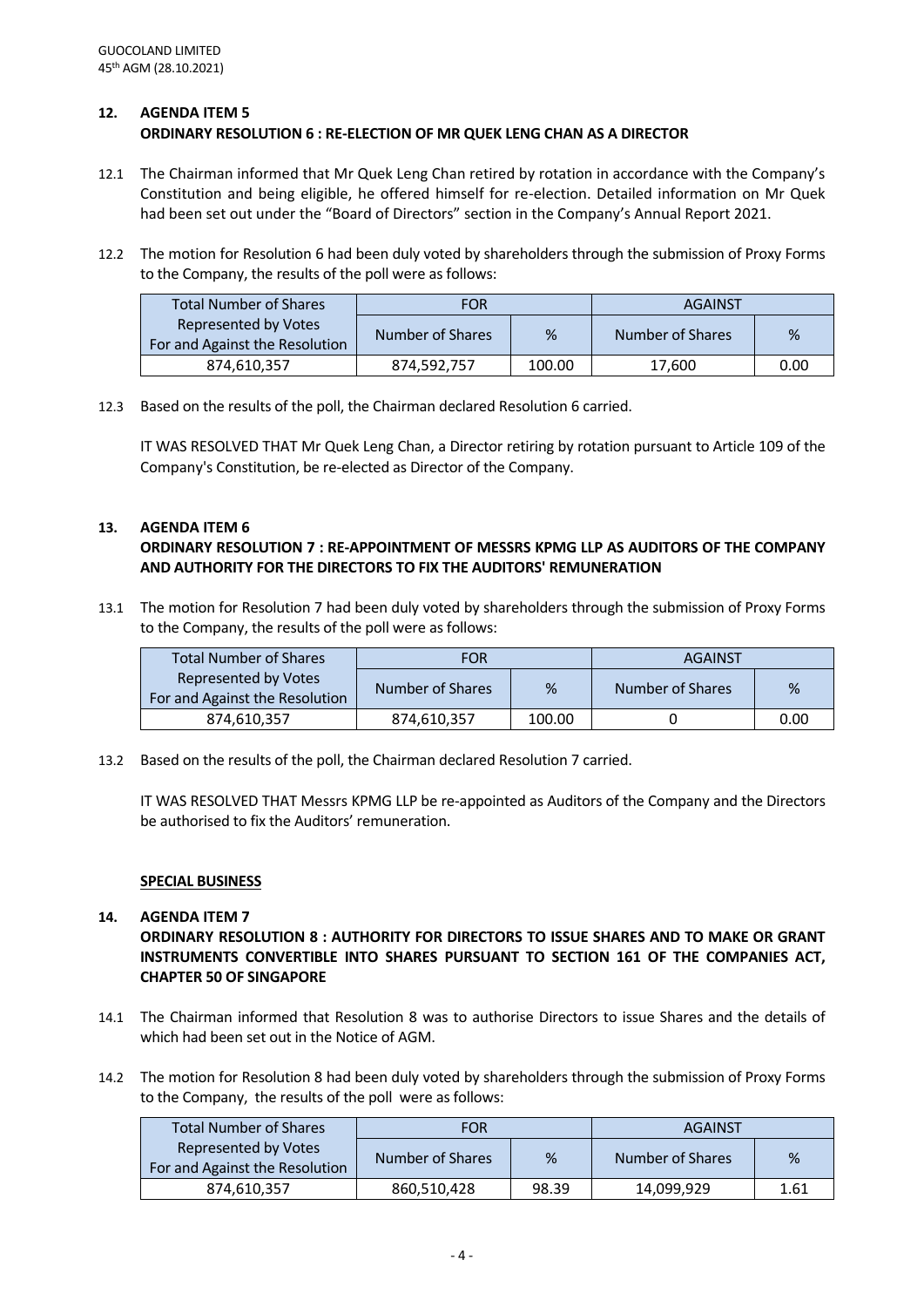**12. AGENDA ITEM 5**
**ORDINARY RESOLUTION 6 : RE-ELECTION OF MR QUEK LENG CHAN AS A DIRECTOR**

12.1 The Chairman informed that Mr Quek Leng Chan retired by rotation in accordance with the Company's Constitution and being eligible, he offered himself for re-election. Detailed information on Mr Quek had been set out under the "Board of Directors" section in the Company's Annual Report 2021.

12.2 The motion for Resolution 6 had been duly voted by shareholders through the submission of Proxy Forms to the Company, the results of the poll were as follows:

| Total Number of Shares Represented by Votes For and Against the Resolution | FOR | | AGAINST | |
|---|---|---|---|---|
| | Number of Shares | % | Number of Shares | % |
| 874,610,357 | 874,592,757 | 100.00 | 17,600 | 0.00 |

12.3 Based on the results of the poll, the Chairman declared Resolution 6 carried.

IT WAS RESOLVED THAT Mr Quek Leng Chan, a Director retiring by rotation pursuant to Article 109 of the Company's Constitution, be re-elected as Director of the Company.

**13. AGENDA ITEM 6**
**ORDINARY RESOLUTION 7 : RE-APPOINTMENT OF MESSRS KPMG LLP AS AUDITORS OF THE COMPANY AND AUTHORITY FOR THE DIRECTORS TO FIX THE AUDITORS' REMUNERATION**

13.1 The motion for Resolution 7 had been duly voted by shareholders through the submission of Proxy Forms to the Company, the results of the poll were as follows:

| Total Number of Shares Represented by Votes For and Against the Resolution | FOR | | AGAINST | |
|---|---|---|---|---|
| | Number of Shares | % | Number of Shares | % |
| 874,610,357 | 874,610,357 | 100.00 | 0 | 0.00 |

13.2 Based on the results of the poll, the Chairman declared Resolution 7 carried.

IT WAS RESOLVED THAT Messrs KPMG LLP be re-appointed as Auditors of the Company and the Directors be authorised to fix the Auditors' remuneration.

**SPECIAL BUSINESS**

**14. AGENDA ITEM 7**
**ORDINARY RESOLUTION 8 : AUTHORITY FOR DIRECTORS TO ISSUE SHARES AND TO MAKE OR GRANT INSTRUMENTS CONVERTIBLE INTO SHARES PURSUANT TO SECTION 161 OF THE COMPANIES ACT, CHAPTER 50 OF SINGAPORE**

14.1 The Chairman informed that Resolution 8 was to authorise Directors to issue Shares and the details of which had been set out in the Notice of AGM.

14.2 The motion for Resolution 8 had been duly voted by shareholders through the submission of Proxy Forms to the Company, the results of the poll were as follows:

| Total Number of Shares Represented by Votes For and Against the Resolution | FOR | | AGAINST | |
|---|---|---|---|---|
| | Number of Shares | % | Number of Shares | % |
| 874,610,357 | 860,510,428 | 98.39 | 14,099,929 | 1.61 |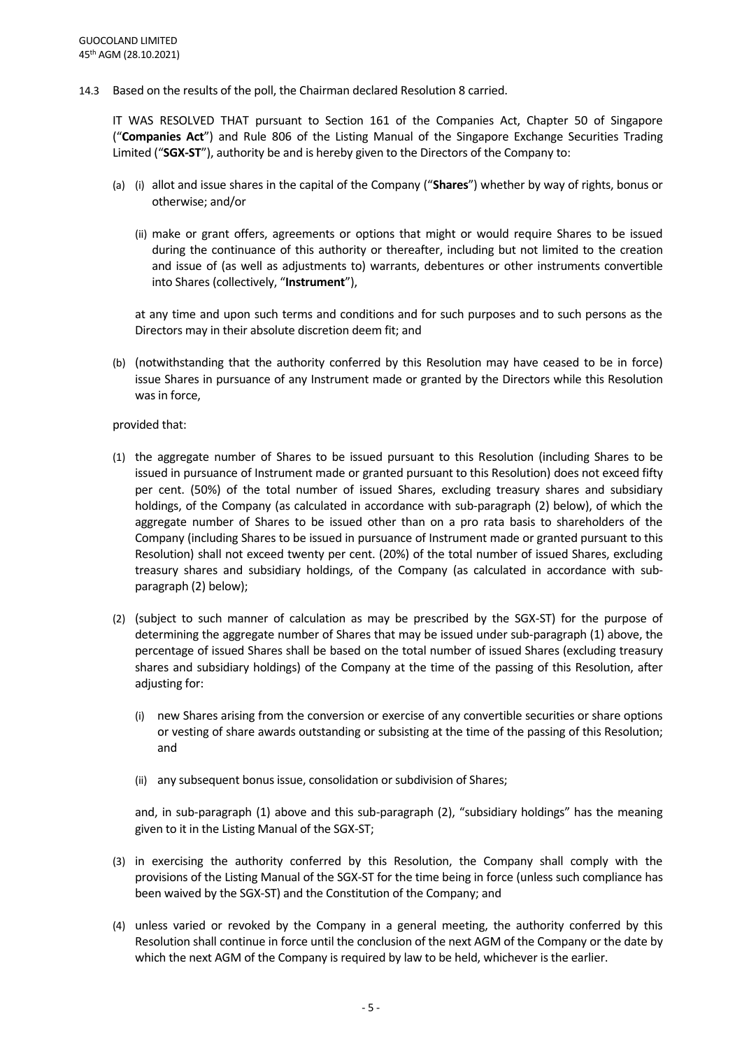14.3 Based on the results of the poll, the Chairman declared Resolution 8 carried.

IT WAS RESOLVED THAT pursuant to Section 161 of the Companies Act, Chapter 50 of Singapore ("**Companies Act**") and Rule 806 of the Listing Manual of the Singapore Exchange Securities Trading Limited ("**SGX-ST**"), authority be and is hereby given to the Directors of the Company to:

(a) (i) allot and issue shares in the capital of the Company ("**Shares**") whether by way of rights, bonus or otherwise; and/or

(ii) make or grant offers, agreements or options that might or would require Shares to be issued during the continuance of this authority or thereafter, including but not limited to the creation and issue of (as well as adjustments to) warrants, debentures or other instruments convertible into Shares (collectively, "**Instrument**"),

at any time and upon such terms and conditions and for such purposes and to such persons as the Directors may in their absolute discretion deem fit; and

(b) (notwithstanding that the authority conferred by this Resolution may have ceased to be in force) issue Shares in pursuance of any Instrument made or granted by the Directors while this Resolution was in force,

provided that:

(1) the aggregate number of Shares to be issued pursuant to this Resolution (including Shares to be issued in pursuance of Instrument made or granted pursuant to this Resolution) does not exceed fifty per cent. (50%) of the total number of issued Shares, excluding treasury shares and subsidiary holdings, of the Company (as calculated in accordance with sub-paragraph (2) below), of which the aggregate number of Shares to be issued other than on a pro rata basis to shareholders of the Company (including Shares to be issued in pursuance of Instrument made or granted pursuant to this Resolution) shall not exceed twenty per cent. (20%) of the total number of issued Shares, excluding treasury shares and subsidiary holdings, of the Company (as calculated in accordance with sub-paragraph (2) below);

(2) (subject to such manner of calculation as may be prescribed by the SGX-ST) for the purpose of determining the aggregate number of Shares that may be issued under sub-paragraph (1) above, the percentage of issued Shares shall be based on the total number of issued Shares (excluding treasury shares and subsidiary holdings) of the Company at the time of the passing of this Resolution, after adjusting for:

(i) new Shares arising from the conversion or exercise of any convertible securities or share options or vesting of share awards outstanding or subsisting at the time of the passing of this Resolution; and

(ii) any subsequent bonus issue, consolidation or subdivision of Shares;

and, in sub-paragraph (1) above and this sub-paragraph (2), "subsidiary holdings" has the meaning given to it in the Listing Manual of the SGX-ST;

(3) in exercising the authority conferred by this Resolution, the Company shall comply with the provisions of the Listing Manual of the SGX-ST for the time being in force (unless such compliance has been waived by the SGX-ST) and the Constitution of the Company; and

(4) unless varied or revoked by the Company in a general meeting, the authority conferred by this Resolution shall continue in force until the conclusion of the next AGM of the Company or the date by which the next AGM of the Company is required by law to be held, whichever is the earlier.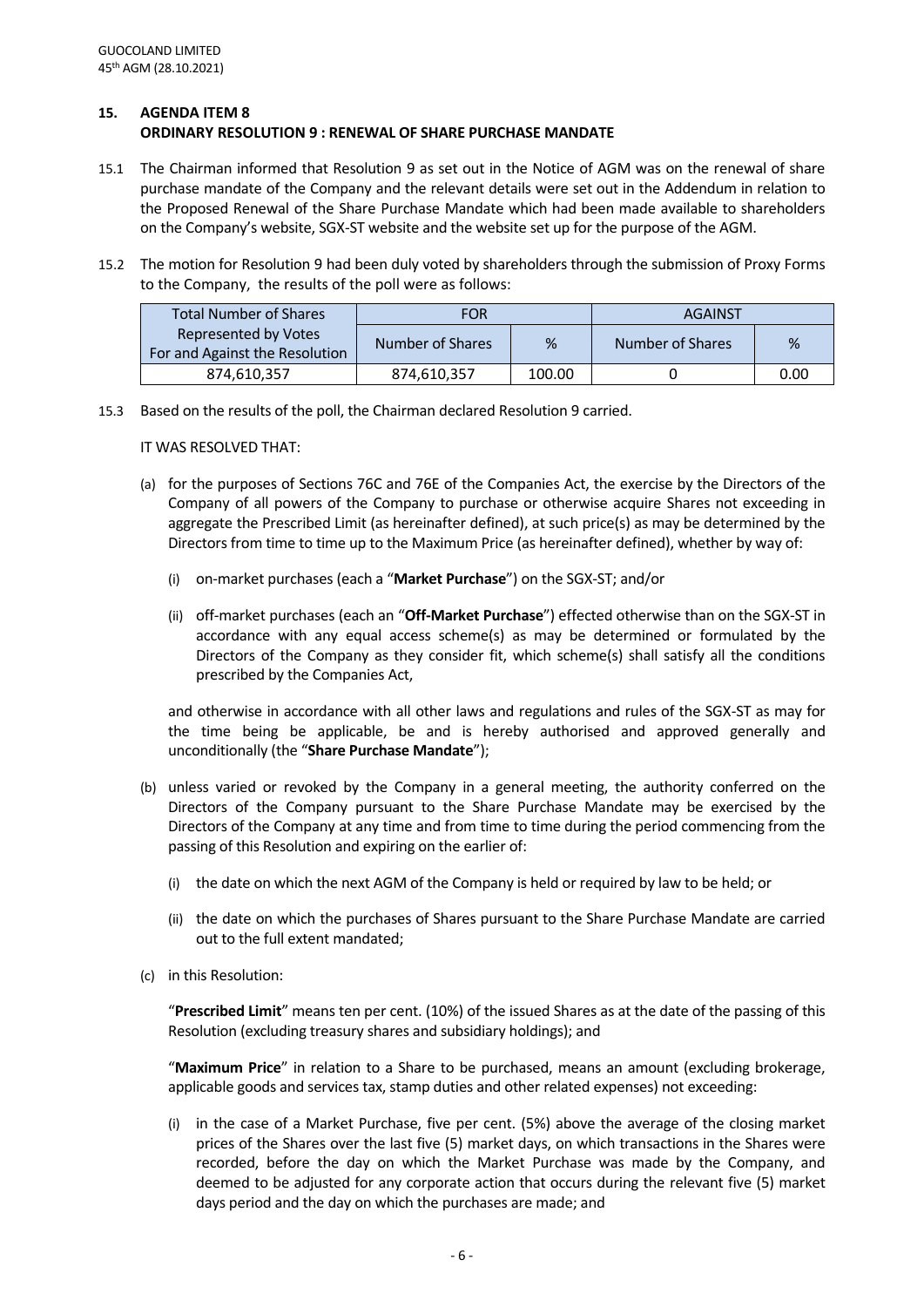## 15. AGENDA ITEM 8
## ORDINARY RESOLUTION 9 : RENEWAL OF SHARE PURCHASE MANDATE

15.1 The Chairman informed that Resolution 9 as set out in the Notice of AGM was on the renewal of share purchase mandate of the Company and the relevant details were set out in the Addendum in relation to the Proposed Renewal of the Share Purchase Mandate which had been made available to shareholders on the Company's website, SGX-ST website and the website set up for the purpose of the AGM.

15.2 The motion for Resolution 9 had been duly voted by shareholders through the submission of Proxy Forms to the Company, the results of the poll were as follows:

| Total Number of Shares Represented by Votes For and Against the Resolution | FOR | | AGAINST | |
|---|---|---|---|---|
| | Number of Shares | % | Number of Shares | % |
| 874,610,357 | 874,610,357 | 100.00 | 0 | 0.00 |

15.3 Based on the results of the poll, the Chairman declared Resolution 9 carried.

IT WAS RESOLVED THAT:

(a) for the purposes of Sections 76C and 76E of the Companies Act, the exercise by the Directors of the Company of all powers of the Company to purchase or otherwise acquire Shares not exceeding in aggregate the Prescribed Limit (as hereinafter defined), at such price(s) as may be determined by the Directors from time to time up to the Maximum Price (as hereinafter defined), whether by way of:

(i) on-market purchases (each a "**Market Purchase**") on the SGX-ST; and/or

(ii) off-market purchases (each an "**Off-Market Purchase**") effected otherwise than on the SGX-ST in accordance with any equal access scheme(s) as may be determined or formulated by the Directors of the Company as they consider fit, which scheme(s) shall satisfy all the conditions prescribed by the Companies Act,

and otherwise in accordance with all other laws and regulations and rules of the SGX-ST as may for the time being be applicable, be and is hereby authorised and approved generally and unconditionally (the "**Share Purchase Mandate**");

(b) unless varied or revoked by the Company in a general meeting, the authority conferred on the Directors of the Company pursuant to the Share Purchase Mandate may be exercised by the Directors of the Company at any time and from time to time during the period commencing from the passing of this Resolution and expiring on the earlier of:

(i) the date on which the next AGM of the Company is held or required by law to be held; or

(ii) the date on which the purchases of Shares pursuant to the Share Purchase Mandate are carried out to the full extent mandated;

(c) in this Resolution:

"**Prescribed Limit**" means ten per cent. (10%) of the issued Shares as at the date of the passing of this Resolution (excluding treasury shares and subsidiary holdings); and

"**Maximum Price**" in relation to a Share to be purchased, means an amount (excluding brokerage, applicable goods and services tax, stamp duties and other related expenses) not exceeding:

(i) in the case of a Market Purchase, five per cent. (5%) above the average of the closing market prices of the Shares over the last five (5) market days, on which transactions in the Shares were recorded, before the day on which the Market Purchase was made by the Company, and deemed to be adjusted for any corporate action that occurs during the relevant five (5) market days period and the day on which the purchases are made; and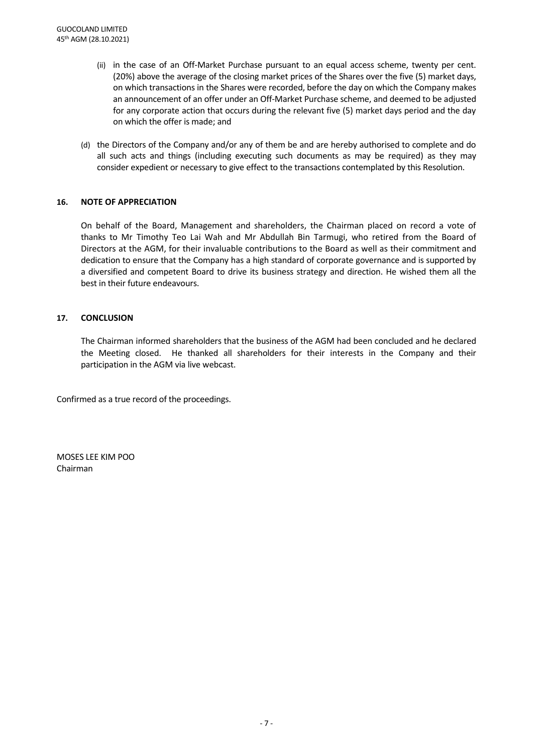(ii) in the case of an Off-Market Purchase pursuant to an equal access scheme, twenty per cent. (20%) above the average of the closing market prices of the Shares over the five (5) market days, on which transactions in the Shares were recorded, before the day on which the Company makes an announcement of an offer under an Off-Market Purchase scheme, and deemed to be adjusted for any corporate action that occurs during the relevant five (5) market days period and the day on which the offer is made; and

(d) the Directors of the Company and/or any of them be and are hereby authorised to complete and do all such acts and things (including executing such documents as may be required) as they may consider expedient or necessary to give effect to the transactions contemplated by this Resolution.

**16. NOTE OF APPRECIATION**

On behalf of the Board, Management and shareholders, the Chairman placed on record a vote of thanks to Mr Timothy Teo Lai Wah and Mr Abdullah Bin Tarmugi, who retired from the Board of Directors at the AGM, for their invaluable contributions to the Board as well as their commitment and dedication to ensure that the Company has a high standard of corporate governance and is supported by a diversified and competent Board to drive its business strategy and direction. He wished them all the best in their future endeavours.

**17. CONCLUSION**

The Chairman informed shareholders that the business of the AGM had been concluded and he declared the Meeting closed. He thanked all shareholders for their interests in the Company and their participation in the AGM via live webcast.

Confirmed as a true record of the proceedings.

MOSES LEE KIM POO
Chairman